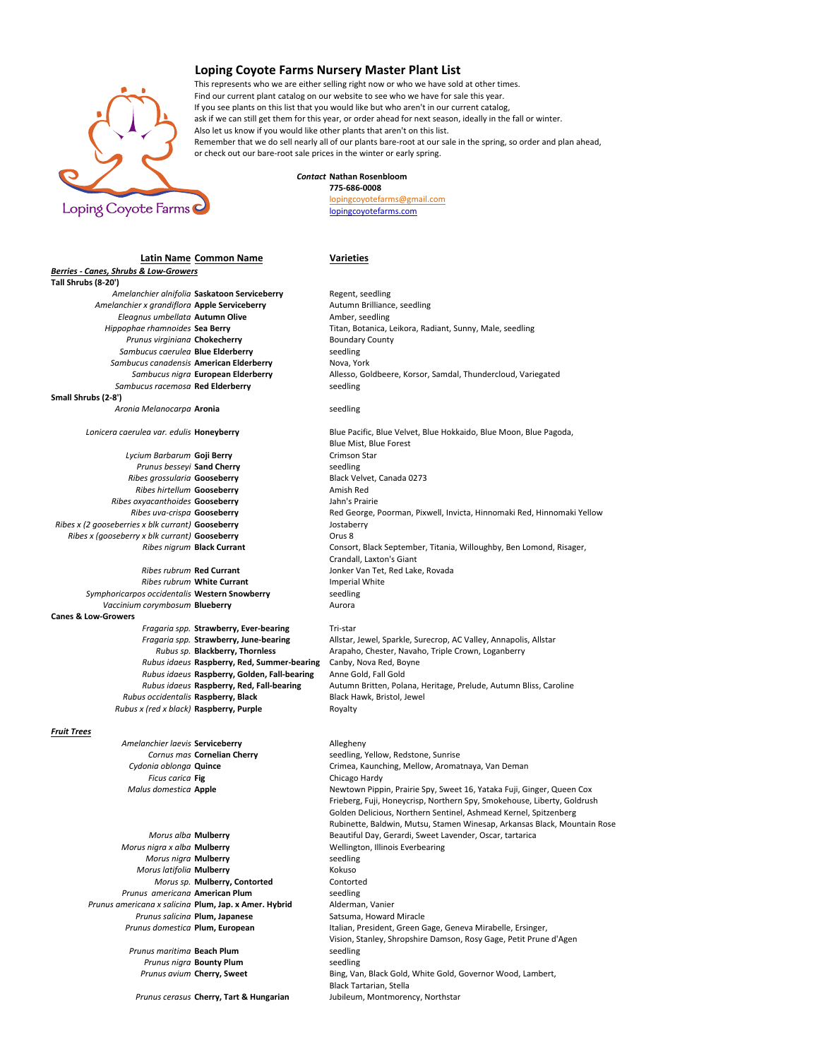# Loping Coyote Farms Nursery Master Plant List

This represents who we are either selling right now or who we have sold at other times.
Find our current plant catalog on our website to see who we have for sale this year.
If you see plants on this list that you would like but who aren't in our current catalog,
ask if we can still get them for this year, or order ahead for next season, ideally in the fall or winter.
Also let us know if you would like other plants that aren't on this list.
Remember that we do sell nearly all of our plants bare-root at our sale in the spring, so order and plan ahead,
or check out our bare-root sale prices in the winter or early spring.

*Contact* **Nathan Rosenbloom**
**775-686-0008**
lopingcoyotefarms@gmail.com
lopingcoyotefarms.com

| Latin Name | Common Name | Varieties |
|---|---|---|
| ***Berries - Canes, Shrubs & Low-Growers*** | | |
| **Tall Shrubs (8-20')** | | |
| *Amelanchier alnifolia* | **Saskatoon Serviceberry** | Regent, seedling |
| *Amelanchier x grandiflora* | **Apple Serviceberry** | Autumn Brilliance, seedling |
| *Eleagnus umbellata* | **Autumn Olive** | Amber, seedling |
| *Hippophae rhamnoides* | **Sea Berry** | Titan, Botanica, Leikora, Radiant, Sunny, Male, seedling |
| *Prunus virginiana* | **Chokecherry** | Boundary County |
| *Sambucus caerulea* | **Blue Elderberry** | seedling |
| *Sambucus canadensis* | **American Elderberry** | Nova, York |
| *Sambucus nigra* | **European Elderberry** | Allesso, Goldbeere, Korsor, Samdal, Thundercloud, Variegated |
| *Sambucus racemosa* | **Red Elderberry** | seedling |
| **Small Shrubs (2-8')** | | |
| *Aronia Melanocarpa* | **Aronia** | seedling |
| *Lonicera caerulea var. edulis* | **Honeyberry** | Blue Pacific, Blue Velvet, Blue Hokkaido, Blue Moon, Blue Pagoda, Blue Mist, Blue Forest |
| *Lycium Barbarum* | **Goji Berry** | Crimson Star |
| *Prunus besseyi* | **Sand Cherry** | seedling |
| *Ribes grossularia* | **Gooseberry** | Black Velvet, Canada 0273 |
| *Ribes hirtellum* | **Gooseberry** | Amish Red |
| *Ribes oxyacanthoides* | **Gooseberry** | Jahn's Prairie |
| *Ribes uva-crispa* | **Gooseberry** | Red George, Poorman, Pixwell, Invicta, Hinnomaki Red, Hinnomaki Yellow |
| *Ribes x (2 gooseberries x blk currant)* | **Gooseberry** | Jostaberry |
| *Ribes x (gooseberry x blk currant)* | **Gooseberry** | Orus 8 |
| *Ribes nigrum* | **Black Currant** | Consort, Black September, Titania, Willoughby, Ben Lomond, Risager, Crandall, Laxton's Giant |
| *Ribes rubrum* | **Red Currant** | Jonker Van Tet, Red Lake, Rovada |
| *Ribes rubrum* | **White Currant** | Imperial White |
| *Symphoricarpos occidentalis* | **Western Snowberry** | seedling |
| *Vaccinium corymbosum* | **Blueberry** | Aurora |
| **Canes & Low-Growers** | | |
| *Fragaria spp.* | **Strawberry, Ever-bearing** | Tri-star |
| *Fragaria spp.* | **Strawberry, June-bearing** | Allstar, Jewel, Sparkle, Surecrop, AC Valley, Annapolis, Allstar |
| *Rubus sp.* | **Blackberry, Thornless** | Arapaho, Chester, Navaho, Triple Crown, Loganberry |
| *Rubus idaeus* | **Raspberry, Red, Summer-bearing** | Canby, Nova Red, Boyne |
| *Rubus idaeus* | **Raspberry, Golden, Fall-bearing** | Anne Gold, Fall Gold |
| *Rubus idaeus* | **Raspberry, Red, Fall-bearing** | Autumn Britten, Polana, Heritage, Prelude, Autumn Bliss, Caroline |
| *Rubus occidentalis* | **Raspberry, Black** | Black Hawk, Bristol, Jewel |
| *Rubus x (red x black)* | **Raspberry, Purple** | Royalty |
| ***Fruit Trees*** | | |
| *Amelanchier laevis* | **Serviceberry** | Allegheny |
| *Cornus mas* | **Cornelian Cherry** | seedling, Yellow, Redstone, Sunrise |
| *Cydonia oblonga* | **Quince** | Crimea, Kaunching, Mellow, Aromatnaya, Van Deman |
| *Ficus carica* | **Fig** | Chicago Hardy |
| *Malus domestica* | **Apple** | Newtown Pippin, Prairie Spy, Sweet 16, Yataka Fuji, Ginger, Queen Cox Frieberg, Fuji, Honeycrisp, Northern Spy, Smokehouse, Liberty, Goldrush Golden Delicious, Northern Sentinel, Ashmead Kernel, Spitzenberg Rubinette, Baldwin, Mutsu, Stamen Winesap, Arkansas Black, Mountain Rose |
| *Morus alba* | **Mulberry** | Beautiful Day, Gerardi, Sweet Lavender, Oscar, tartarica |
| *Morus nigra x alba* | **Mulberry** | Wellington, Illinois Everbearing |
| *Morus nigra* | **Mulberry** | seedling |
| *Morus latifolia* | **Mulberry** | Kokuso |
| *Morus sp.* | **Mulberry, Contorted** | Contorted |
| *Prunus americana* | **American Plum** | seedling |
| *Prunus americana x salicina* | **Plum, Jap. x Amer. Hybrid** | Alderman, Vanier |
| *Prunus salicina* | **Plum, Japanese** | Satsuma, Howard Miracle |
| *Prunus domestica* | **Plum, European** | Italian, President, Green Gage, Geneva Mirabelle, Ersinger, Vision, Stanley, Shropshire Damson, Rosy Gage, Petit Prune d'Agen |
| *Prunus maritima* | **Beach Plum** | seedling |
| *Prunus nigra* | **Bounty Plum** | seedling |
| *Prunus avium* | **Cherry, Sweet** | Bing, Van, Black Gold, White Gold, Governor Wood, Lambert, Black Tartarian, Stella |
| *Prunus cerasus* | **Cherry, Tart & Hungarian** | Jubileum, Montmorency, Northstar |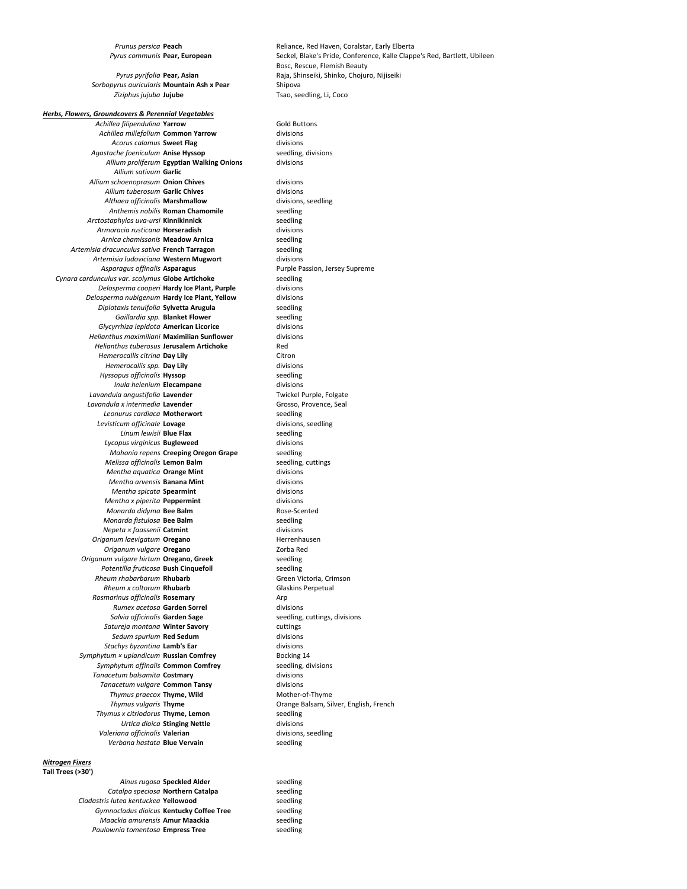| | | |
|---|---|---|
| *Prunus persica* | **Peach** | Reliance, Red Haven, Coralstar, Early Elberta |
| *Pyrus communis* | **Pear, European** | Seckel, Blake's Pride, Conference, Kalle Clappe's Red, Bartlett, Ubileen Bosc, Rescue, Flemish Beauty |
| *Pyrus pyrifolia* | **Pear, Asian** | Raja, Shinseiki, Shinko, Chojuro, Nijiseiki |
| *Sorbopyrus auricularis* | **Mountain Ash x Pear** | Shipova |
| *Ziziphus jujuba* | **Jujube** | Tsao, seedling, Li, Coco |

***Herbs, Flowers, Groundcovers & Perennial Vegetables***

| | | |
|---|---|---|
| *Achillea filipendulina* | **Yarrow** | Gold Buttons |
| *Achillea millefolium* | **Common Yarrow** | divisions |
| *Acorus calamus* | **Sweet Flag** | divisions |
| *Agastache foeniculum* | **Anise Hyssop** | seedling, divisions |
| *Allium proliferum* | **Egyptian Walking Onions** | divisions |
| *Allium sativum* | **Garlic** | |
| *Allium schoenoprasum* | **Onion Chives** | divisions |
| *Allium tuberosum* | **Garlic Chives** | divisions |
| *Althaea officinalis* | **Marshmallow** | divisions, seedling |
| *Anthemis nobilis* | **Roman Chamomile** | seedling |
| *Arctostaphylos uva-ursi* | **Kinnikinnick** | seedling |
| *Armoracia rusticana* | **Horseradish** | divisions |
| *Arnica chamissonis* | **Meadow Arnica** | seedling |
| *Artemisia dracunculus sativa* | **French Tarragon** | seedling |
| *Artemisia ludoviciana* | **Western Mugwort** | divisions |
| *Asparagus offinalis* | **Asparagus** | Purple Passion, Jersey Supreme |
| *Cynara cardunculus var. scolymus* | **Globe Artichoke** | seedling |
| *Delosperma cooperi* | **Hardy Ice Plant, Purple** | divisions |
| *Delosperma nubigenum* | **Hardy Ice Plant, Yellow** | divisions |
| *Diplotaxis tenuifolia* | **Sylvetta Arugula** | seedling |
| *Gaillardia spp.* | **Blanket Flower** | seedling |
| *Glycyrrhiza lepidota* | **American Licorice** | divisions |
| *Helianthus maximiliani* | **Maximilian Sunflower** | divisions |
| *Helianthus tuberosus* | **Jerusalem Artichoke** | Red |
| *Hemerocallis citrina* | **Day Lily** | Citron |
| *Hemerocallis spp.* | **Day Lily** | divisions |
| *Hyssopus officinalis* | **Hyssop** | seedling |
| *Inula helenium* | **Elecampane** | divisions |
| *Lavandula angustifolia* | **Lavender** | Twickel Purple, Folgate |
| *Lavandula x intermedia* | **Lavender** | Grosso, Provence, Seal |
| *Leonurus cardiaca* | **Motherwort** | seedling |
| *Levisticum officinale* | **Lovage** | divisions, seedling |
| *Linum lewisii* | **Blue Flax** | seedling |
| *Lycopus virginicus* | **Bugleweed** | divisions |
| *Mahonia repens* | **Creeping Oregon Grape** | seedling |
| *Melissa officinalis* | **Lemon Balm** | seedling, cuttings |
| *Mentha aquatica* | **Orange Mint** | divisions |
| *Mentha arvensis* | **Banana Mint** | divisions |
| *Mentha spicata* | **Spearmint** | divisions |
| *Mentha x piperita* | **Peppermint** | divisions |
| *Monarda didyma* | **Bee Balm** | Rose-Scented |
| *Monarda fistulosa* | **Bee Balm** | seedling |
| *Nepeta × faassenii* | **Catmint** | divisions |
| *Origanum laevigatum* | **Oregano** | Herrenhausen |
| *Origanum vulgare* | **Oregano** | Zorba Red |
| *Origanum vulgare hirtum* | **Oregano, Greek** | seedling |
| *Potentilla fruticosa* | **Bush Cinquefoil** | seedling |
| *Rheum rhabarbarum* | **Rhubarb** | Green Victoria, Crimson |
| *Rheum x coltorum* | **Rhubarb** | Glaskins Perpetual |
| *Rosmarinus officinalis* | **Rosemary** | Arp |
| *Rumex acetosa* | **Garden Sorrel** | divisions |
| *Salvia officinalis* | **Garden Sage** | seedling, cuttings, divisions |
| *Satureja montana* | **Winter Savory** | cuttings |
| *Sedum spurium* | **Red Sedum** | divisions |
| *Stachys byzantina* | **Lamb's Ear** | divisions |
| *Symphytum × uplandicum* | **Russian Comfrey** | Bocking 14 |
| *Symphytum offinalis* | **Common Comfrey** | seedling, divisions |
| *Tanacetum balsamita* | **Costmary** | divisions |
| *Tanacetum vulgare* | **Common Tansy** | divisions |
| *Thymus praecox* | **Thyme, Wild** | Mother-of-Thyme |
| *Thymus vulgaris* | **Thyme** | Orange Balsam, Silver, English, French |
| *Thymus x citriodorus* | **Thyme, Lemon** | seedling |
| *Urtica dioica* | **Stinging Nettle** | divisions |
| *Valeriana officinalis* | **Valerian** | divisions, seedling |
| *Verbana hastata* | **Blue Vervain** | seedling |

***Nitrogen Fixers***

**Tall Trees (>30')**

| | | |
|---|---|---|
| *Alnus rugosa* | **Speckled Alder** | seedling |
| *Catalpa speciosa* | **Northern Catalpa** | seedling |
| *Cladastris lutea kentuckea* | **Yellowood** | seedling |
| *Gymnocladus dioicus* | **Kentucky Coffee Tree** | seedling |
| *Maackia amurensis* | **Amur Maackia** | seedling |
| *Paulownia tomentosa* | **Empress Tree** | seedling |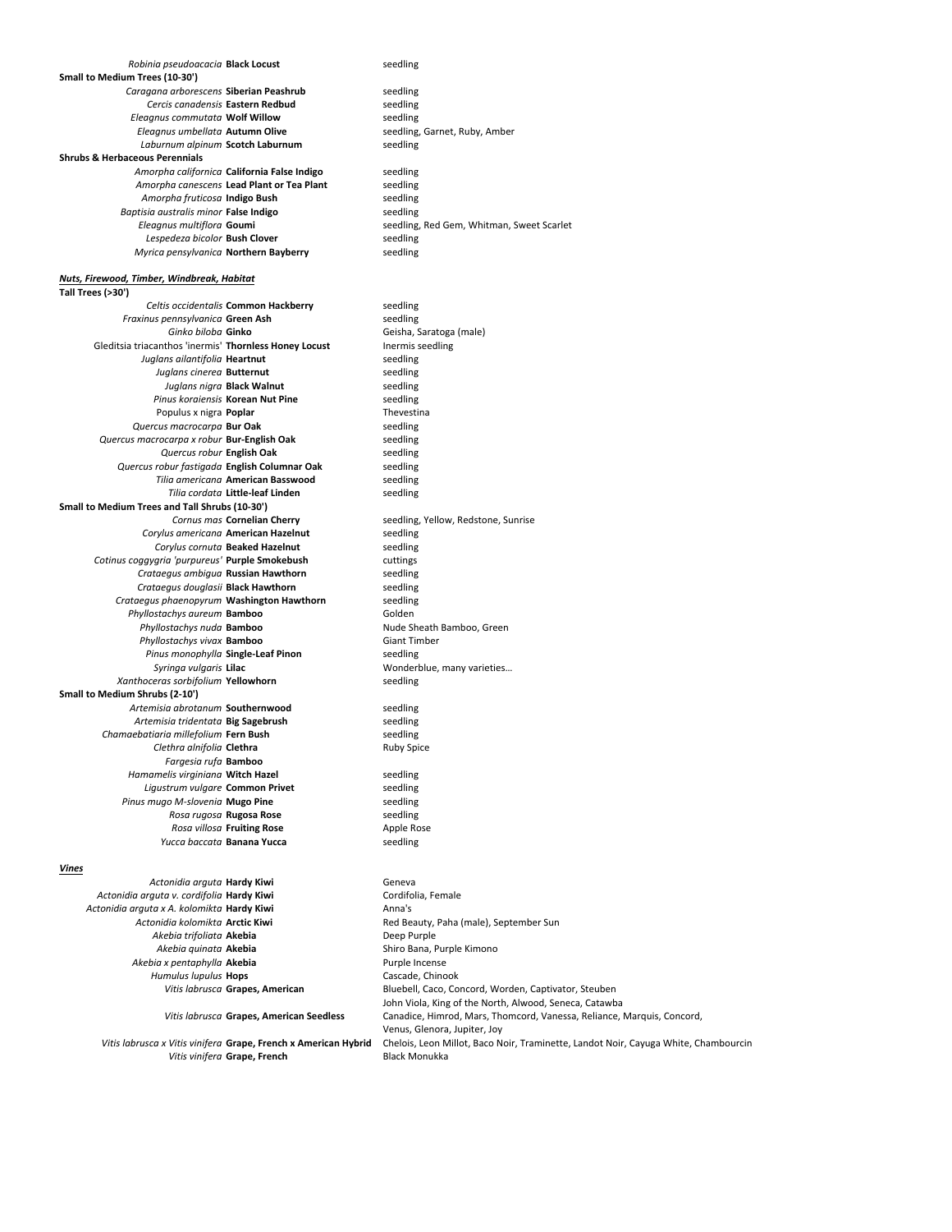| | | |
|---|---|---|
| *Robinia pseudoacacia* | **Black Locust** | seedling |
| **Small to Medium Trees (10-30')** | | |
| *Caragana arborescens* | **Siberian Peashrub** | seedling |
| *Cercis canadensis* | **Eastern Redbud** | seedling |
| *Eleagnus commutata* | **Wolf Willow** | seedling |
| *Eleagnus umbellata* | **Autumn Olive** | seedling, Garnet, Ruby, Amber |
| *Laburnum alpinum* | **Scotch Laburnum** | seedling |
| **Shrubs & Herbaceous Perennials** | | |
| *Amorpha californica* | **California False Indigo** | seedling |
| *Amorpha canescens* | **Lead Plant or Tea Plant** | seedling |
| *Amorpha fruticosa* | **Indigo Bush** | seedling |
| *Baptisia australis minor* | **False Indigo** | seedling |
| *Eleagnus multiflora* | **Goumi** | seedling, Red Gem, Whitman, Sweet Scarlet |
| *Lespedeza bicolor* | **Bush Clover** | seedling |
| *Myrica pensylvanica* | **Northern Bayberry** | seedling |

***Nuts, Firewood, Timber, Windbreak, Habitat***

| | | |
|---|---|---|
| **Tall Trees (>30')** | | |
| *Celtis occidentalis* | **Common Hackberry** | seedling |
| *Fraxinus pennsylvanica* | **Green Ash** | seedling |
| *Ginko biloba* | **Ginko** | Geisha, Saratoga (male) |
| Gleditsia triacanthos 'inermis' | **Thornless Honey Locust** | Inermis seedling |
| *Juglans ailantifolia* | **Heartnut** | seedling |
| *Juglans cinerea* | **Butternut** | seedling |
| *Juglans nigra* | **Black Walnut** | seedling |
| *Pinus koraiensis* | **Korean Nut Pine** | seedling |
| Populus x nigra | **Poplar** | Thevestina |
| *Quercus macrocarpa* | **Bur Oak** | seedling |
| *Quercus macrocarpa x robur* | **Bur-English Oak** | seedling |
| *Quercus robur* | **English Oak** | seedling |
| *Quercus robur fastigada* | **English Columnar Oak** | seedling |
| *Tilia americana* | **American Basswood** | seedling |
| *Tilia cordata* | **Little-leaf Linden** | seedling |
| **Small to Medium Trees and Tall Shrubs (10-30')** | | |
| *Cornus mas* | **Cornelian Cherry** | seedling, Yellow, Redstone, Sunrise |
| *Corylus americana* | **American Hazelnut** | seedling |
| *Corylus cornuta* | **Beaked Hazelnut** | seedling |
| *Cotinus cogygria 'purpureus'* | **Purple Smokebush** | cuttings |
| *Crataegus ambigua* | **Russian Hawthorn** | seedling |
| *Crataegus douglasii* | **Black Hawthorn** | seedling |
| *Crataegus phaenopyrum* | **Washington Hawthorn** | seedling |
| *Phyllostachys aureum* | **Bamboo** | Golden |
| *Phyllostachys nuda* | **Bamboo** | Nude Sheath Bamboo, Green |
| *Phyllostachys vivax* | **Bamboo** | Giant Timber |
| *Pinus monophylla* | **Single-Leaf Pinon** | seedling |
| *Syringa vulgaris* | **Lilac** | Wonderblue, many varieties… |
| *Xanthoceras sorbifolium* | **Yellowhorn** | seedling |
| **Small to Medium Shrubs (2-10')** | | |
| *Artemisia abrotanum* | **Southernwood** | seedling |
| *Artemisia tridentata* | **Big Sagebrush** | seedling |
| *Chamaebatiaria millefolium* | **Fern Bush** | seedling |
| *Clethra alnifolia* | **Clethra** | Ruby Spice |
| *Fargesia rufa* | **Bamboo** | |
| *Hamamelis virginiana* | **Witch Hazel** | seedling |
| *Ligustrum vulgare* | **Common Privet** | seedling |
| *Pinus mugo M-slovenia* | **Mugo Pine** | seedling |
| *Rosa rugosa* | **Rugosa Rose** | seedling |
| *Rosa villosa* | **Fruiting Rose** | Apple Rose |
| *Yucca baccata* | **Banana Yucca** | seedling |

***Vines***

| | | |
|---|---|---|
| *Actonidia arguta* | **Hardy Kiwi** | Geneva |
| *Actonidia arguta v. cordifolia* | **Hardy Kiwi** | Cordifolia, Female |
| *Actonidia arguta x A. kolomikta* | **Hardy Kiwi** | Anna's |
| *Actonidia kolomikta* | **Arctic Kiwi** | Red Beauty, Paha (male), September Sun |
| *Akebia trifoliata* | **Akebia** | Deep Purple |
| *Akebia quinata* | **Akebia** | Shiro Bana, Purple Kimono |
| *Akebia x pentaphylla* | **Akebia** | Purple Incense |
| *Humulus lupulus* | **Hops** | Cascade, Chinook |
| *Vitis labrusca* | **Grapes, American** | Bluebell, Caco, Concord, Worden, Captivator, Steuben John Viola, King of the North, Alwood, Seneca, Catawba |
| *Vitis labrusca* | **Grapes, American Seedless** | Canadice, Himrod, Mars, Thomcord, Vanessa, Reliance, Marquis, Concord, Venus, Glenora, Jupiter, Joy |
| *Vitis labrusca x Vitis vinifera* | **Grape, French x American Hybrid** | Chelois, Leon Millot, Baco Noir, Traminette, Landot Noir, Cayuga White, Chambourcin |
| *Vitis vinifera* | **Grape, French** | Black Monukka |